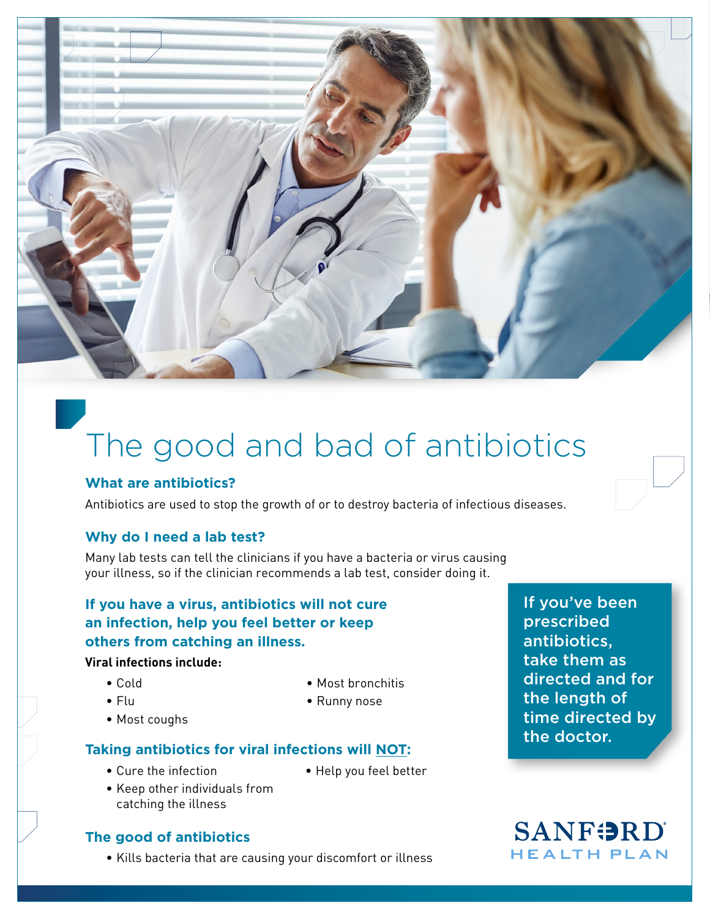# The good and bad of antibiotics

### What are antibiotics?

Antibiotics are used to stop the growth of or to destroy bacteria of infectious diseases.

### Why do I need a lab test?

Many lab tests can tell the clinicians if you have a bacteria or virus causing your illness, so if the clinician recommends a lab test, consider doing it.

### If you have a virus, antibiotics will not cure an infection, help you feel better or keep others from catching an illness.

**Viral infections include:**

- Cold
- Flu
- Most coughs
- Most bronchitis
- Runny nose

### Taking antibiotics for viral infections will NOT:

- Cure the infection
- Keep other individuals from catching the illness
- Help you feel better

### The good of antibiotics

- Kills bacteria that are causing your discomfort or illness

**If you've been prescribed antibiotics, take them as directed and for the length of time directed by the doctor.**

SANFORD HEALTH PLAN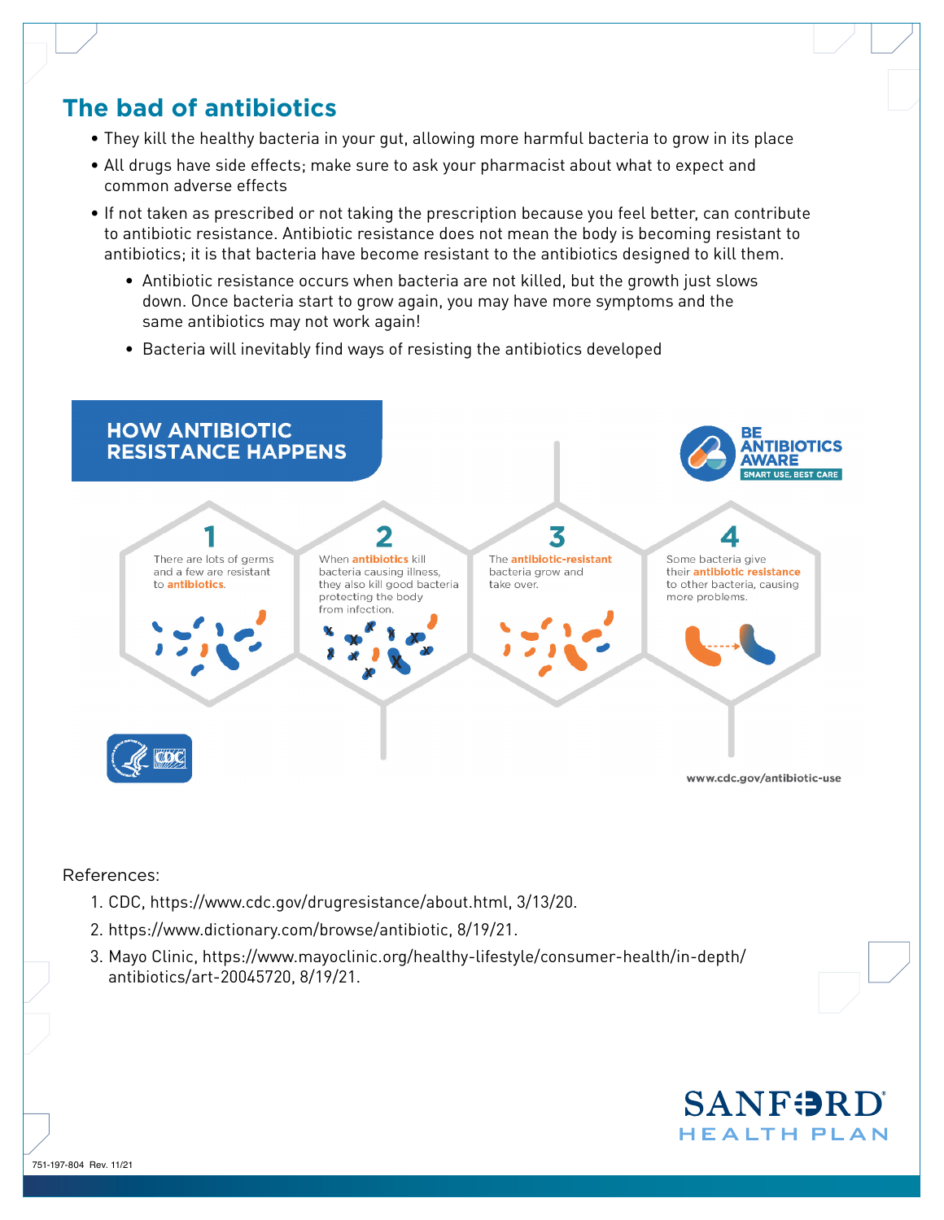## The bad of antibiotics

- They kill the healthy bacteria in your gut, allowing more harmful bacteria to grow in its place
- All drugs have side effects; make sure to ask your pharmacist about what to expect and common adverse effects
- If not taken as prescribed or not taking the prescription because you feel better, can contribute to antibiotic resistance. Antibiotic resistance does not mean the body is becoming resistant to antibiotics; it is that bacteria have become resistant to the antibiotics designed to kill them.
  - Antibiotic resistance occurs when bacteria are not killed, but the growth just slows down. Once bacteria start to grow again, you may have more symptoms and the same antibiotics may not work again!
  - Bacteria will inevitably find ways of resisting the antibiotics developed

### HOW ANTIBIOTIC RESISTANCE HAPPENS

BE ANTIBIOTICS AWARE
SMART USE, BEST CARE

1
There are lots of germs and a few are resistant to **antibiotics**.

2
When **antibiotics** kill bacteria causing illness, they also kill good bacteria protecting the body from infection.

3
The **antibiotic-resistant** bacteria grow and take over.

4
Some bacteria give their **antibiotic resistance** to other bacteria, causing more problems.

www.cdc.gov/antibiotic-use

References:

1. CDC, https://www.cdc.gov/drugresistance/about.html, 3/13/20.
2. https://www.dictionary.com/browse/antibiotic, 8/19/21.
3. Mayo Clinic, https://www.mayoclinic.org/healthy-lifestyle/consumer-health/in-depth/antibiotics/art-20045720, 8/19/21.

SANFORD HEALTH PLAN

751-197-804 Rev. 11/21